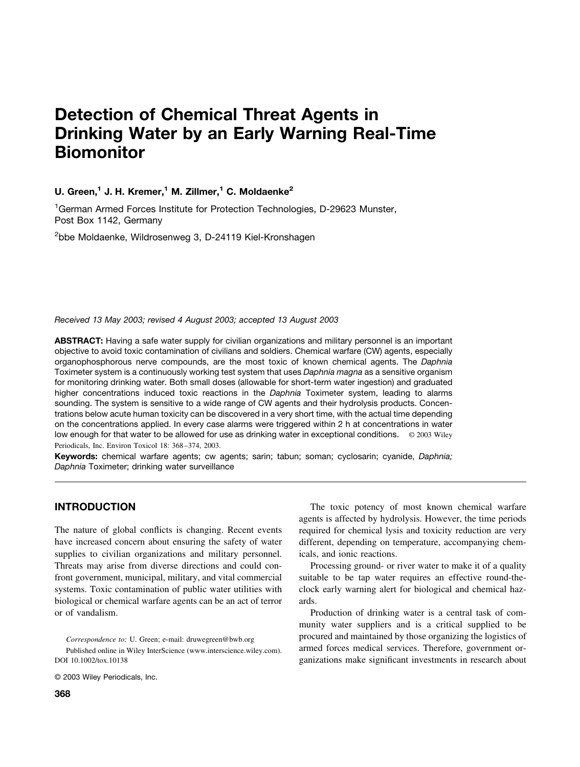# Detection of Chemical Threat Agents in Drinking Water by an Early Warning Real-Time Biomonitor

**U. Green,[1] J. H. Kremer,[1] M. Zillmer,[1] C. Moldaenke[2]**

[1]German Armed Forces Institute for Protection Technologies, D-29623 Munster, Post Box 1142, Germany

[2]bbe Moldaenke, Wildrosenweg 3, D-24119 Kiel-Kronshagen

*Received 13 May 2003; revised 4 August 2003; accepted 13 August 2003*

**ABSTRACT:** Having a safe water supply for civilian organizations and military personnel is an important objective to avoid toxic contamination of civilians and soldiers. Chemical warfare (CW) agents, especially organophosphorous nerve compounds, are the most toxic of known chemical agents. The *Daphnia* Toximeter system is a continuously working test system that uses *Daphnia magna* as a sensitive organism for monitoring drinking water. Both small doses (allowable for short-term water ingestion) and graduated higher concentrations induced toxic reactions in the *Daphnia* Toximeter system, leading to alarms sounding. The system is sensitive to a wide range of CW agents and their hydrolysis products. Concentrations below acute human toxicity can be discovered in a very short time, with the actual time depending on the concentrations applied. In every case alarms were triggered within 2 h at concentrations in water low enough for that water to be allowed for use as drinking water in exceptional conditions. © 2003 Wiley Periodicals, Inc. Environ Toxicol 18: 368–374, 2003.

**Keywords:** chemical warfare agents; cw agents; sarin; tabun; soman; cyclosarin; cyanide, *Daphnia; Daphnia* Toximeter; drinking water surveillance

## INTRODUCTION

The nature of global conflicts is changing. Recent events have increased concern about ensuring the safety of water supplies to civilian organizations and military personnel. Threats may arise from diverse directions and could confront government, municipal, military, and vital commercial systems. Toxic contamination of public water utilities with biological or chemical warfare agents can be an act of terror or of vandalism.

The toxic potency of most known chemical warfare agents is affected by hydrolysis. However, the time periods required for chemical lysis and toxicity reduction are very different, depending on temperature, accompanying chemicals, and ionic reactions.

Processing ground- or river water to make it of a quality suitable to be tap water requires an effective round-the-clock early warning alert for biological and chemical hazards.

Production of drinking water is a central task of community water suppliers and is a critical supplied to be procured and maintained by those organizing the logistics of armed forces medical services. Therefore, government organizations make significant investments in research about

*Correspondence to:* U. Green; e-mail: druwegreen@bwb.org

Published online in Wiley InterScience (www.interscience.wiley.com). DOI 10.1002/tox.10138

© 2003 Wiley Periodicals, Inc.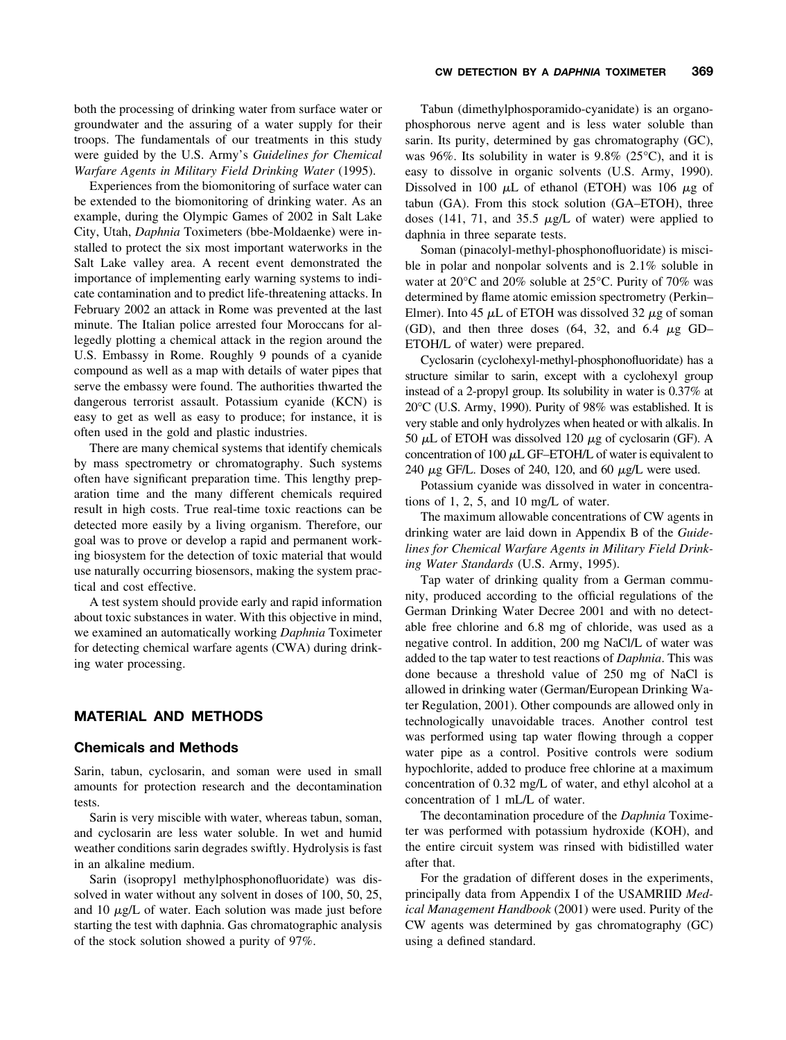both the processing of drinking water from surface water or groundwater and the assuring of a water supply for their troops. The fundamentals of our treatments in this study were guided by the U.S. Army's *Guidelines for Chemical Warfare Agents in Military Field Drinking Water* (1995).

Experiences from the biomonitoring of surface water can be extended to the biomonitoring of drinking water. As an example, during the Olympic Games of 2002 in Salt Lake City, Utah, *Daphnia* Toximeters (bbe-Moldaenke) were installed to protect the six most important waterworks in the Salt Lake valley area. A recent event demonstrated the importance of implementing early warning systems to indicate contamination and to predict life-threatening attacks. In February 2002 an attack in Rome was prevented at the last minute. The Italian police arrested four Moroccans for allegedly plotting a chemical attack in the region around the U.S. Embassy in Rome. Roughly 9 pounds of a cyanide compound as well as a map with details of water pipes that serve the embassy were found. The authorities thwarted the dangerous terrorist assault. Potassium cyanide (KCN) is easy to get as well as easy to produce; for instance, it is often used in the gold and plastic industries.

There are many chemical systems that identify chemicals by mass spectrometry or chromatography. Such systems often have significant preparation time. This lengthy preparation time and the many different chemicals required result in high costs. True real-time toxic reactions can be detected more easily by a living organism. Therefore, our goal was to prove or develop a rapid and permanent working biosystem for the detection of toxic material that would use naturally occurring biosensors, making the system practical and cost effective.

A test system should provide early and rapid information about toxic substances in water. With this objective in mind, we examined an automatically working *Daphnia* Toximeter for detecting chemical warfare agents (CWA) during drinking water processing.

## MATERIAL AND METHODS

### Chemicals and Methods

Sarin, tabun, cyclosarin, and soman were used in small amounts for protection research and the decontamination tests.

Sarin is very miscible with water, whereas tabun, soman, and cyclosarin are less water soluble. In wet and humid weather conditions sarin degrades swiftly. Hydrolysis is fast in an alkaline medium.

Sarin (isopropyl methylphosphonofluoridate) was dissolved in water without any solvent in doses of 100, 50, 25, and 10 $\mu$g/L of water. Each solution was made just before starting the test with daphnia. Gas chromatographic analysis of the stock solution showed a purity of 97%.

Tabun (dimethylphosporamido-cyanidate) is an organophosphorous nerve agent and is less water soluble than sarin. Its purity, determined by gas chromatography (GC), was 96%. Its solubility in water is 9.8% (25°C), and it is easy to dissolve in organic solvents (U.S. Army, 1990). Dissolved in 100 $\mu$L of ethanol (ETOH) was 106 $\mu$g of tabun (GA). From this stock solution (GA–ETOH), three doses (141, 71, and 35.5 $\mu$g/L of water) were applied to daphnia in three separate tests.

Soman (pinacolyl-methyl-phosphonofluoridate) is miscible in polar and nonpolar solvents and is 2.1% soluble in water at 20°C and 20% soluble at 25°C. Purity of 70% was determined by flame atomic emission spectrometry (Perkin–Elmer). Into 45 $\mu$L of ETOH was dissolved 32 $\mu$g of soman (GD), and then three doses (64, 32, and 6.4 $\mu$g GD–ETOH/L of water) were prepared.

Cyclosarin (cyclohexyl-methyl-phosphonofluoridate) has a structure similar to sarin, except with a cyclohexyl group instead of a 2-propyl group. Its solubility in water is 0.37% at 20°C (U.S. Army, 1990). Purity of 98% was established. It is very stable and only hydrolyzes when heated or with alkalis. In 50 $\mu$L of ETOH was dissolved 120 $\mu$g of cyclosarin (GF). A concentration of 100 $\mu$L GF–ETOH/L of water is equivalent to 240 $\mu$g GF/L. Doses of 240, 120, and 60 $\mu$g/L were used.

Potassium cyanide was dissolved in water in concentrations of 1, 2, 5, and 10 mg/L of water.

The maximum allowable concentrations of CW agents in drinking water are laid down in Appendix B of the *Guidelines for Chemical Warfare Agents in Military Field Drinking Water Standards* (U.S. Army, 1995).

Tap water of drinking quality from a German community, produced according to the official regulations of the German Drinking Water Decree 2001 and with no detectable free chlorine and 6.8 mg of chloride, was used as a negative control. In addition, 200 mg NaCl/L of water was added to the tap water to test reactions of *Daphnia*. This was done because a threshold value of 250 mg of NaCl is allowed in drinking water (German/European Drinking Water Regulation, 2001). Other compounds are allowed only in technologically unavoidable traces. Another control test was performed using tap water flowing through a copper water pipe as a control. Positive controls were sodium hypochlorite, added to produce free chlorine at a maximum concentration of 0.32 mg/L of water, and ethyl alcohol at a concentration of 1 mL/L of water.

The decontamination procedure of the *Daphnia* Toximeter was performed with potassium hydroxide (KOH), and the entire circuit system was rinsed with bidistilled water after that.

For the gradation of different doses in the experiments, principally data from Appendix I of the USAMRIID *Medical Management Handbook* (2001) were used. Purity of the CW agents was determined by gas chromatography (GC) using a defined standard.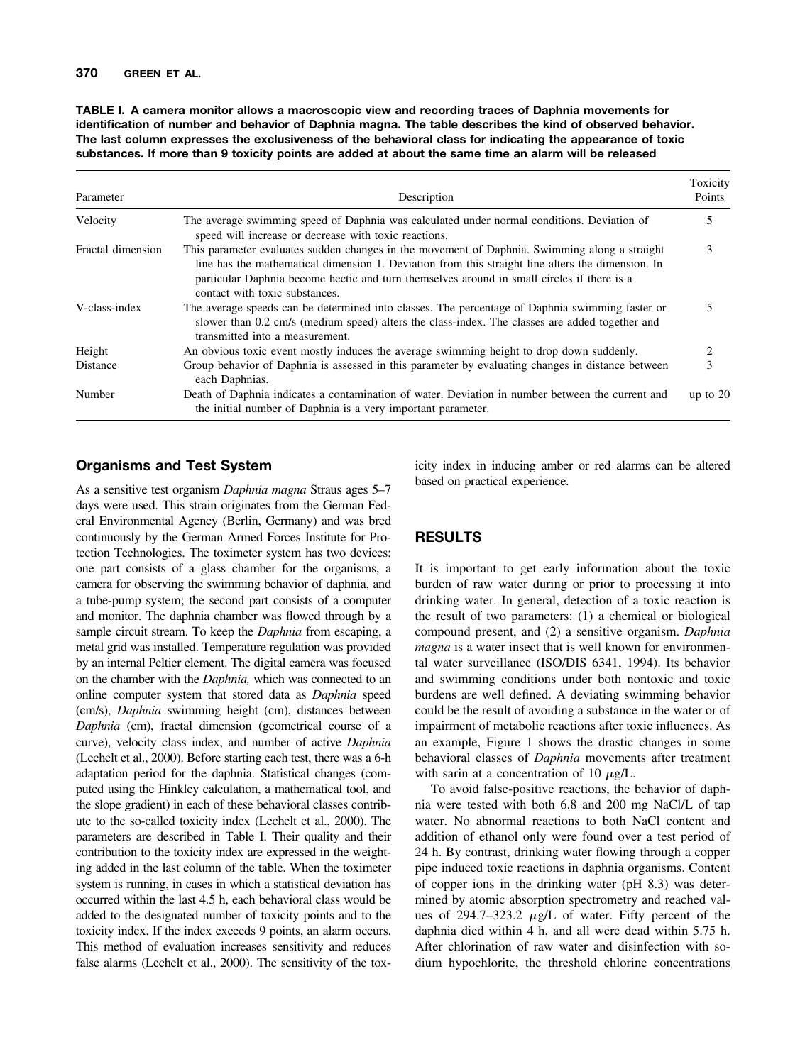**TABLE I. A camera monitor allows a macroscopic view and recording traces of Daphnia movements for identification of number and behavior of Daphnia magna. The table describes the kind of observed behavior. The last column expresses the exclusiveness of the behavioral class for indicating the appearance of toxic substances. If more than 9 toxicity points are added at about the same time an alarm will be released**

| Parameter | Description | Toxicity Points |
|---|---|---|
| Velocity | The average swimming speed of Daphnia was calculated under normal conditions. Deviation of speed will increase or decrease with toxic reactions. | 5 |
| Fractal dimension | This parameter evaluates sudden changes in the movement of Daphnia. Swimming along a straight line has the mathematical dimension 1. Deviation from this straight line alters the dimension. In particular Daphnia become hectic and turn themselves around in small circles if there is a contact with toxic substances. | 3 |
| V-class-index | The average speeds can be determined into classes. The percentage of Daphnia swimming faster or slower than 0.2 cm/s (medium speed) alters the class-index. The classes are added together and transmitted into a measurement. | 5 |
| Height | An obvious toxic event mostly induces the average swimming height to drop down suddenly. | 2 |
| Distance | Group behavior of Daphnia is assessed in this parameter by evaluating changes in distance between each Daphnias. | 3 |
| Number | Death of Daphnia indicates a contamination of water. Deviation in number between the current and the initial number of Daphnia is a very important parameter. | up to 20 |

## Organisms and Test System

As a sensitive test organism *Daphnia magna* Straus ages 5–7 days were used. This strain originates from the German Federal Environmental Agency (Berlin, Germany) and was bred continuously by the German Armed Forces Institute for Protection Technologies. The toximeter system has two devices: one part consists of a glass chamber for the organisms, a camera for observing the swimming behavior of daphnia, and a tube-pump system; the second part consists of a computer and monitor. The daphnia chamber was flowed through by a sample circuit stream. To keep the *Daphnia* from escaping, a metal grid was installed. Temperature regulation was provided by an internal Peltier element. The digital camera was focused on the chamber with the *Daphnia,* which was connected to an online computer system that stored data as *Daphnia* speed (cm/s), *Daphnia* swimming height (cm), distances between *Daphnia* (cm), fractal dimension (geometrical course of a curve), velocity class index, and number of active *Daphnia* (Lechelt et al., 2000). Before starting each test, there was a 6-h adaptation period for the daphnia. Statistical changes (computed using the Hinkley calculation, a mathematical tool, and the slope gradient) in each of these behavioral classes contribute to the so-called toxicity index (Lechelt et al., 2000). The parameters are described in Table I. Their quality and their contribution to the toxicity index are expressed in the weighting added in the last column of the table. When the toximeter system is running, in cases in which a statistical deviation has occurred within the last 4.5 h, each behavioral class would be added to the designated number of toxicity points and to the toxicity index. If the index exceeds 9 points, an alarm occurs. This method of evaluation increases sensitivity and reduces false alarms (Lechelt et al., 2000). The sensitivity of the toxicity index in inducing amber or red alarms can be altered based on practical experience.

## RESULTS

It is important to get early information about the toxic burden of raw water during or prior to processing it into drinking water. In general, detection of a toxic reaction is the result of two parameters: (1) a chemical or biological compound present, and (2) a sensitive organism. *Daphnia magna* is a water insect that is well known for environmental water surveillance (ISO/DIS 6341, 1994). Its behavior and swimming conditions under both nontoxic and toxic burdens are well defined. A deviating swimming behavior could be the result of avoiding a substance in the water or of impairment of metabolic reactions after toxic influences. As an example, Figure 1 shows the drastic changes in some behavioral classes of *Daphnia* movements after treatment with sarin at a concentration of 10 $\mu$g/L.

To avoid false-positive reactions, the behavior of daphnia were tested with both 6.8 and 200 mg NaCl/L of tap water. No abnormal reactions to both NaCl content and addition of ethanol only were found over a test period of 24 h. By contrast, drinking water flowing through a copper pipe induced toxic reactions in daphnia organisms. Content of copper ions in the drinking water (pH 8.3) was determined by atomic absorption spectrometry and reached values of 294.7–323.2 $\mu$g/L of water. Fifty percent of the daphnia died within 4 h, and all were dead within 5.75 h. After chlorination of raw water and disinfection with sodium hypochlorite, the threshold chlorine concentrations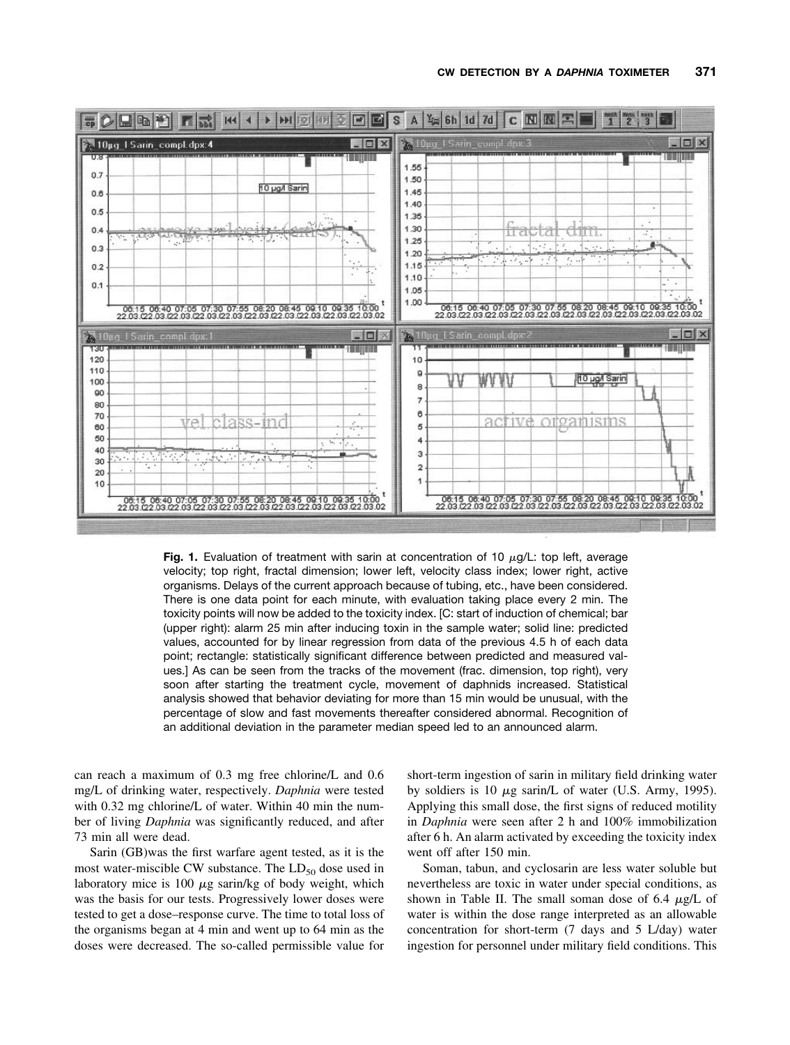Fig. 1. Evaluation of treatment with sarin at concentration of 10 μg/L: top left, average velocity; top right, fractal dimension; lower left, velocity class index; lower right, active organisms. Delays of the current approach because of tubing, etc., have been considered. There is one data point for each minute, with evaluation taking place every 2 min. The toxicity points will now be added to the toxicity index. [C: start of induction of chemical; bar (upper right): alarm 25 min after inducing toxin in the sample water; solid line: predicted values, accounted for by linear regression from data of the previous 4.5 h of each data point; rectangle: statistically significant difference between predicted and measured values.] As can be seen from the tracks of the movement (frac. dimension, top right), very soon after starting the treatment cycle, movement of daphnids increased. Statistical analysis showed that behavior deviating for more than 15 min would be unusual, with the percentage of slow and fast movements thereafter considered abnormal. Recognition of an additional deviation in the parameter median speed led to an announced alarm.

can reach a maximum of 0.3 mg free chlorine/L and 0.6 mg/L of drinking water, respectively. *Daphnia* were tested with 0.32 mg chlorine/L of water. Within 40 min the number of living *Daphnia* was significantly reduced, and after 73 min all were dead.

Sarin (GB)was the first warfare agent tested, as it is the most water-miscible CW substance. The $LD_{50}$ dose used in laboratory mice is 100 μg sarin/kg of body weight, which was the basis for our tests. Progressively lower doses were tested to get a dose–response curve. The time to total loss of the organisms began at 4 min and went up to 64 min as the doses were decreased. The so-called permissible value for short-term ingestion of sarin in military field drinking water by soldiers is 10 μg sarin/L of water (U.S. Army, 1995). Applying this small dose, the first signs of reduced motility in *Daphnia* were seen after 2 h and 100% immobilization after 6 h. An alarm activated by exceeding the toxicity index went off after 150 min.

Soman, tabun, and cyclosarin are less water soluble but nevertheless are toxic in water under special conditions, as shown in Table II. The small soman dose of 6.4 μg/L of water is within the dose range interpreted as an allowable concentration for short-term (7 days and 5 L/day) water ingestion for personnel under military field conditions. This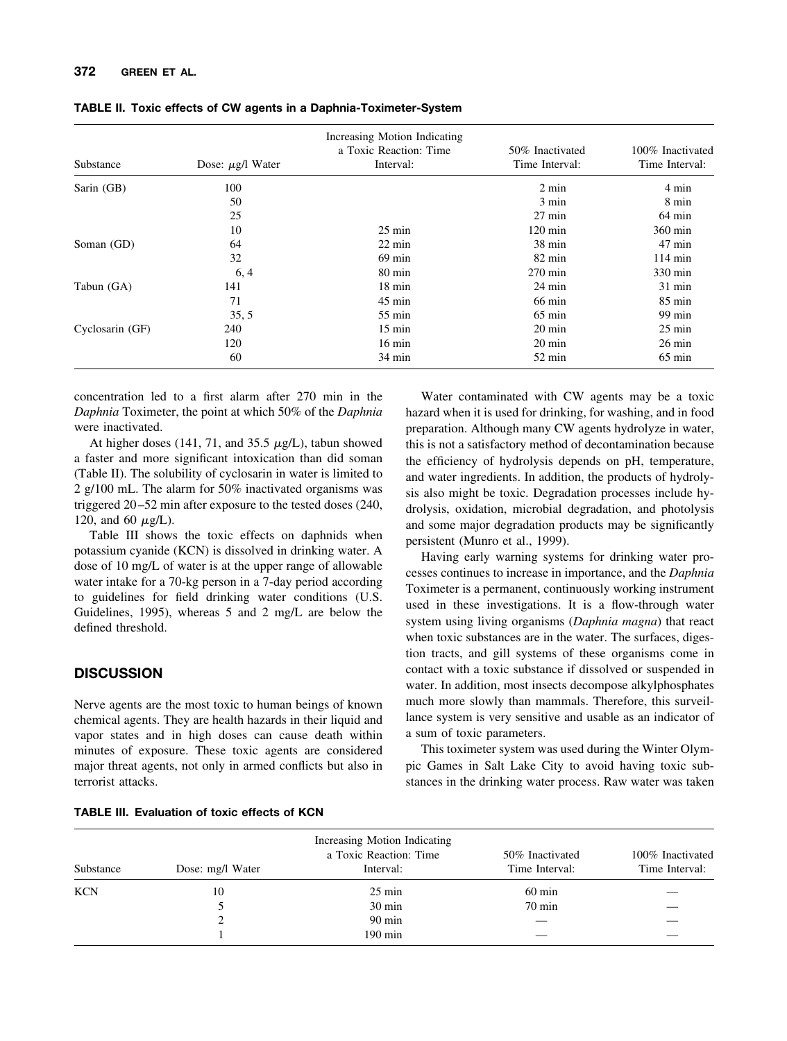**TABLE II. Toxic effects of CW agents in a Daphnia-Toximeter-System**

| Substance | Dose: $\mu$g/l Water | Increasing Motion Indicating a Toxic Reaction: Time Interval: | 50% Inactivated Time Interval: | 100% Inactivated Time Interval: |
|---|---|---|---|---|
| Sarin (GB) | 100 | | 2 min | 4 min |
| | 50 | | 3 min | 8 min |
| | 25 | | 27 min | 64 min |
| | 10 | 25 min | 120 min | 360 min |
| Soman (GD) | 64 | 22 min | 38 min | 47 min |
| | 32 | 69 min | 82 min | 114 min |
| | 6, 4 | 80 min | 270 min | 330 min |
| Tabun (GA) | 141 | 18 min | 24 min | 31 min |
| | 71 | 45 min | 66 min | 85 min |
| | 35, 5 | 55 min | 65 min | 99 min |
| Cyclosarin (GF) | 240 | 15 min | 20 min | 25 min |
| | 120 | 16 min | 20 min | 26 min |
| | 60 | 34 min | 52 min | 65 min |

concentration led to a first alarm after 270 min in the *Daphnia* Toximeter, the point at which 50% of the *Daphnia* were inactivated.

At higher doses (141, 71, and 35.5 $\mu$g/L), tabun showed a faster and more significant intoxication than did soman (Table II). The solubility of cyclosarin in water is limited to 2 g/100 mL. The alarm for 50% inactivated organisms was triggered 20–52 min after exposure to the tested doses (240, 120, and 60 $\mu$g/L).

Table III shows the toxic effects on daphnids when potassium cyanide (KCN) is dissolved in drinking water. A dose of 10 mg/L of water is at the upper range of allowable water intake for a 70-kg person in a 7-day period according to guidelines for field drinking water conditions (U.S. Guidelines, 1995), whereas 5 and 2 mg/L are below the defined threshold.

## DISCUSSION

Nerve agents are the most toxic to human beings of known chemical agents. They are health hazards in their liquid and vapor states and in high doses can cause death within minutes of exposure. These toxic agents are considered major threat agents, not only in armed conflicts but also in terrorist attacks.

Water contaminated with CW agents may be a toxic hazard when it is used for drinking, for washing, and in food preparation. Although many CW agents hydrolyze in water, this is not a satisfactory method of decontamination because the efficiency of hydrolysis depends on pH, temperature, and water ingredients. In addition, the products of hydrolysis also might be toxic. Degradation processes include hydrolysis, oxidation, microbial degradation, and photolysis and some major degradation products may be significantly persistent (Munro et al., 1999).

Having early warning systems for drinking water processes continues to increase in importance, and the *Daphnia* Toximeter is a permanent, continuously working instrument used in these investigations. It is a flow-through water system using living organisms (*Daphnia magna*) that react when toxic substances are in the water. The surfaces, digestion tracts, and gill systems of these organisms come in contact with a toxic substance if dissolved or suspended in water. In addition, most insects decompose alkylphosphates much more slowly than mammals. Therefore, this surveillance system is very sensitive and usable as an indicator of a sum of toxic parameters.

This toximeter system was used during the Winter Olympic Games in Salt Lake City to avoid having toxic substances in the drinking water process. Raw water was taken

**TABLE III. Evaluation of toxic effects of KCN**

| Substance | Dose: mg/l Water | Increasing Motion Indicating a Toxic Reaction: Time Interval: | 50% Inactivated Time Interval: | 100% Inactivated Time Interval: |
|---|---|---|---|---|
| KCN | 10 | 25 min | 60 min | — |
| | 5 | 30 min | 70 min | — |
| | 2 | 90 min | — | — |
| | 1 | 190 min | — | — |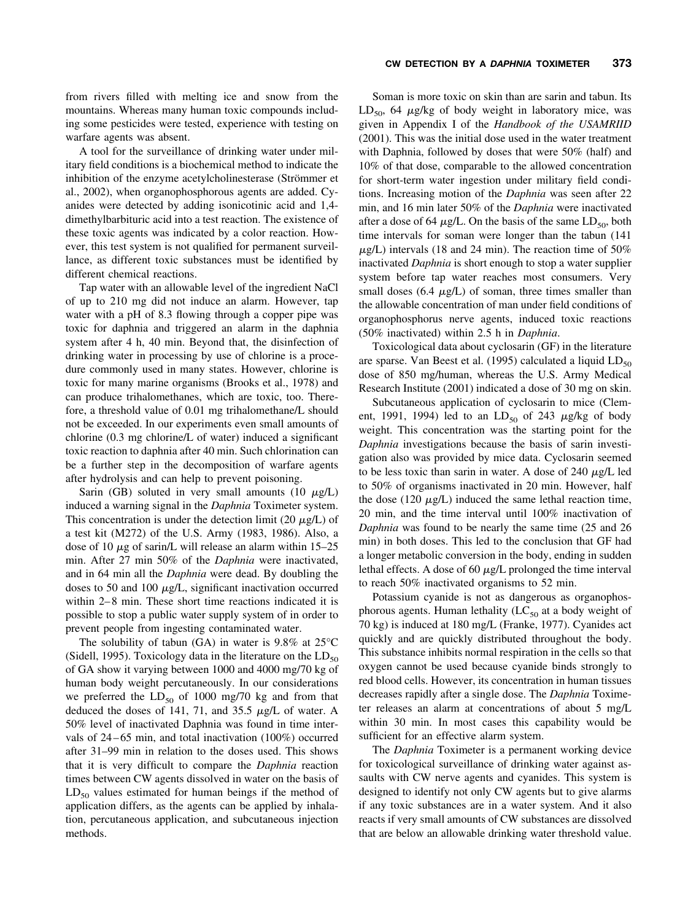from rivers filled with melting ice and snow from the mountains. Whereas many human toxic compounds including some pesticides were tested, experience with testing on warfare agents was absent.

A tool for the surveillance of drinking water under military field conditions is a biochemical method to indicate the inhibition of the enzyme acetylcholinesterase (Strömmer et al., 2002), when organophosphorous agents are added. Cyanides were detected by adding isonicotinic acid and 1,4-dimethylbarbituric acid into a test reaction. The existence of these toxic agents was indicated by a color reaction. However, this test system is not qualified for permanent surveillance, as different toxic substances must be identified by different chemical reactions.

Tap water with an allowable level of the ingredient NaCl of up to 210 mg did not induce an alarm. However, tap water with a pH of 8.3 flowing through a copper pipe was toxic for daphnia and triggered an alarm in the daphnia system after 4 h, 40 min. Beyond that, the disinfection of drinking water in processing by use of chlorine is a procedure commonly used in many states. However, chlorine is toxic for many marine organisms (Brooks et al., 1978) and can produce trihalomethanes, which are toxic, too. Therefore, a threshold value of 0.01 mg trihalomethane/L should not be exceeded. In our experiments even small amounts of chlorine (0.3 mg chlorine/L of water) induced a significant toxic reaction to daphnia after 40 min. Such chlorination can be a further step in the decomposition of warfare agents after hydrolysis and can help to prevent poisoning.

Sarin (GB) soluted in very small amounts (10 $\mu$g/L) induced a warning signal in the *Daphnia* Toximeter system. This concentration is under the detection limit (20 $\mu$g/L) of a test kit (M272) of the U.S. Army (1983, 1986). Also, a dose of 10 $\mu$g of sarin/L will release an alarm within 15–25 min. After 27 min 50% of the *Daphnia* were inactivated, and in 64 min all the *Daphnia* were dead. By doubling the doses to 50 and 100 $\mu$g/L, significant inactivation occurred within 2–8 min. These short time reactions indicated it is possible to stop a public water supply system of in order to prevent people from ingesting contaminated water.

The solubility of tabun (GA) in water is 9.8% at 25°C (Sidell, 1995). Toxicology data in the literature on the $LD_{50}$ of GA show it varying between 1000 and 4000 mg/70 kg of human body weight percutaneously. In our considerations we preferred the $LD_{50}$ of 1000 mg/70 kg and from that deduced the doses of 141, 71, and 35.5 $\mu$g/L of water. A 50% level of inactivated Daphnia was found in time intervals of 24–65 min, and total inactivation (100%) occurred after 31–99 min in relation to the doses used. This shows that it is very difficult to compare the *Daphnia* reaction times between CW agents dissolved in water on the basis of $LD_{50}$ values estimated for human beings if the method of application differs, as the agents can be applied by inhalation, percutaneous application, and subcutaneous injection methods.

Soman is more toxic on skin than are sarin and tabun. Its $LD_{50}$, 64 $\mu$g/kg of body weight in laboratory mice, was given in Appendix I of the *Handbook of the USAMRIID* (2001). This was the initial dose used in the water treatment with Daphnia, followed by doses that were 50% (half) and 10% of that dose, comparable to the allowed concentration for short-term water ingestion under military field conditions. Increasing motion of the *Daphnia* was seen after 22 min, and 16 min later 50% of the *Daphnia* were inactivated after a dose of 64 $\mu$g/L. On the basis of the same $LD_{50}$, both time intervals for soman were longer than the tabun (141 $\mu$g/L) intervals (18 and 24 min). The reaction time of 50% inactivated *Daphnia* is short enough to stop a water supplier system before tap water reaches most consumers. Very small doses (6.4 $\mu$g/L) of soman, three times smaller than the allowable concentration of man under field conditions of organophosphorus nerve agents, induced toxic reactions (50% inactivated) within 2.5 h in *Daphnia*.

Toxicological data about cyclosarin (GF) in the literature are sparse. Van Beest et al. (1995) calculated a liquid $LD_{50}$ dose of 850 mg/human, whereas the U.S. Army Medical Research Institute (2001) indicated a dose of 30 mg on skin.

Subcutaneous application of cyclosarin to mice (Clement, 1991, 1994) led to an $LD_{50}$ of 243 $\mu$g/kg of body weight. This concentration was the starting point for the *Daphnia* investigations because the basis of sarin investigation also was provided by mice data. Cyclosarin seemed to be less toxic than sarin in water. A dose of 240 $\mu$g/L led to 50% of organisms inactivated in 20 min. However, half the dose (120 $\mu$g/L) induced the same lethal reaction time, 20 min, and the time interval until 100% inactivation of *Daphnia* was found to be nearly the same time (25 and 26 min) in both doses. This led to the conclusion that GF had a longer metabolic conversion in the body, ending in sudden lethal effects. A dose of 60 $\mu$g/L prolonged the time interval to reach 50% inactivated organisms to 52 min.

Potassium cyanide is not as dangerous as organophosphorous agents. Human lethality ($LC_{50}$ at a body weight of 70 kg) is induced at 180 mg/L (Franke, 1977). Cyanides act quickly and are quickly distributed throughout the body. This substance inhibits normal respiration in the cells so that oxygen cannot be used because cyanide binds strongly to red blood cells. However, its concentration in human tissues decreases rapidly after a single dose. The *Daphnia* Toximeter releases an alarm at concentrations of about 5 mg/L within 30 min. In most cases this capability would be sufficient for an effective alarm system.

The *Daphnia* Toximeter is a permanent working device for toxicological surveillance of drinking water against assaults with CW nerve agents and cyanides. This system is designed to identify not only CW agents but to give alarms if any toxic substances are in a water system. And it also reacts if very small amounts of CW substances are dissolved that are below an allowable drinking water threshold value.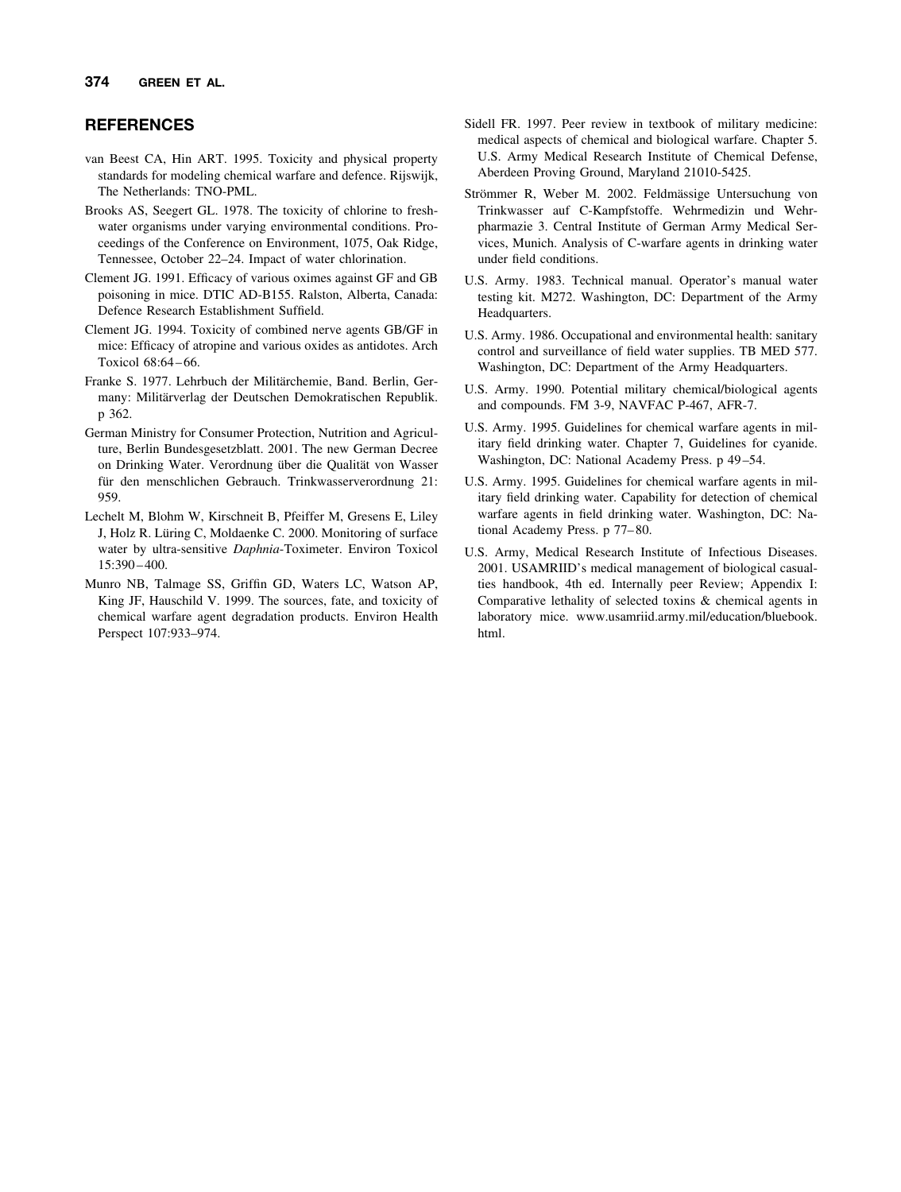## REFERENCES

van Beest CA, Hin ART. 1995. Toxicity and physical property standards for modeling chemical warfare and defence. Rijswijk, The Netherlands: TNO-PML.

Brooks AS, Seegert GL. 1978. The toxicity of chlorine to freshwater organisms under varying environmental conditions. Proceedings of the Conference on Environment, 1075, Oak Ridge, Tennessee, October 22–24. Impact of water chlorination.

Clement JG. 1991. Efficacy of various oximes against GF and GB poisoning in mice. DTIC AD-B155. Ralston, Alberta, Canada: Defence Research Establishment Suffield.

Clement JG. 1994. Toxicity of combined nerve agents GB/GF in mice: Efficacy of atropine and various oxides as antidotes. Arch Toxicol 68:64–66.

Franke S. 1977. Lehrbuch der Militärchemie, Band. Berlin, Germany: Militärverlag der Deutschen Demokratischen Republik. p 362.

German Ministry for Consumer Protection, Nutrition and Agriculture, Berlin Bundesgesetzblatt. 2001. The new German Decree on Drinking Water. Verordnung über die Qualität von Wasser für den menschlichen Gebrauch. Trinkwasserverordnung 21: 959.

Lechelt M, Blohm W, Kirschneit B, Pfeiffer M, Gresens E, Liley J, Holz R. Lüring C, Moldaenke C. 2000. Monitoring of surface water by ultra-sensitive *Daphnia*-Toximeter. Environ Toxicol 15:390–400.

Munro NB, Talmage SS, Griffin GD, Waters LC, Watson AP, King JF, Hauschild V. 1999. The sources, fate, and toxicity of chemical warfare agent degradation products. Environ Health Perspect 107:933–974.

Sidell FR. 1997. Peer review in textbook of military medicine: medical aspects of chemical and biological warfare. Chapter 5. U.S. Army Medical Research Institute of Chemical Defense, Aberdeen Proving Ground, Maryland 21010-5425.

Strömmer R, Weber M. 2002. Feldmässige Untersuchung von Trinkwasser auf C-Kampfstoffe. Wehrmedizin und Wehrpharmazie 3. Central Institute of German Army Medical Services, Munich. Analysis of C-warfare agents in drinking water under field conditions.

U.S. Army. 1983. Technical manual. Operator's manual water testing kit. M272. Washington, DC: Department of the Army Headquarters.

U.S. Army. 1986. Occupational and environmental health: sanitary control and surveillance of field water supplies. TB MED 577. Washington, DC: Department of the Army Headquarters.

U.S. Army. 1990. Potential military chemical/biological agents and compounds. FM 3-9, NAVFAC P-467, AFR-7.

U.S. Army. 1995. Guidelines for chemical warfare agents in military field drinking water. Chapter 7, Guidelines for cyanide. Washington, DC: National Academy Press. p 49–54.

U.S. Army. 1995. Guidelines for chemical warfare agents in military field drinking water. Capability for detection of chemical warfare agents in field drinking water. Washington, DC: National Academy Press. p 77–80.

U.S. Army, Medical Research Institute of Infectious Diseases. 2001. USAMRIID's medical management of biological casualties handbook, 4th ed. Internally peer Review; Appendix I: Comparative lethality of selected toxins & chemical agents in laboratory mice. www.usamriid.army.mil/education/bluebook.html.